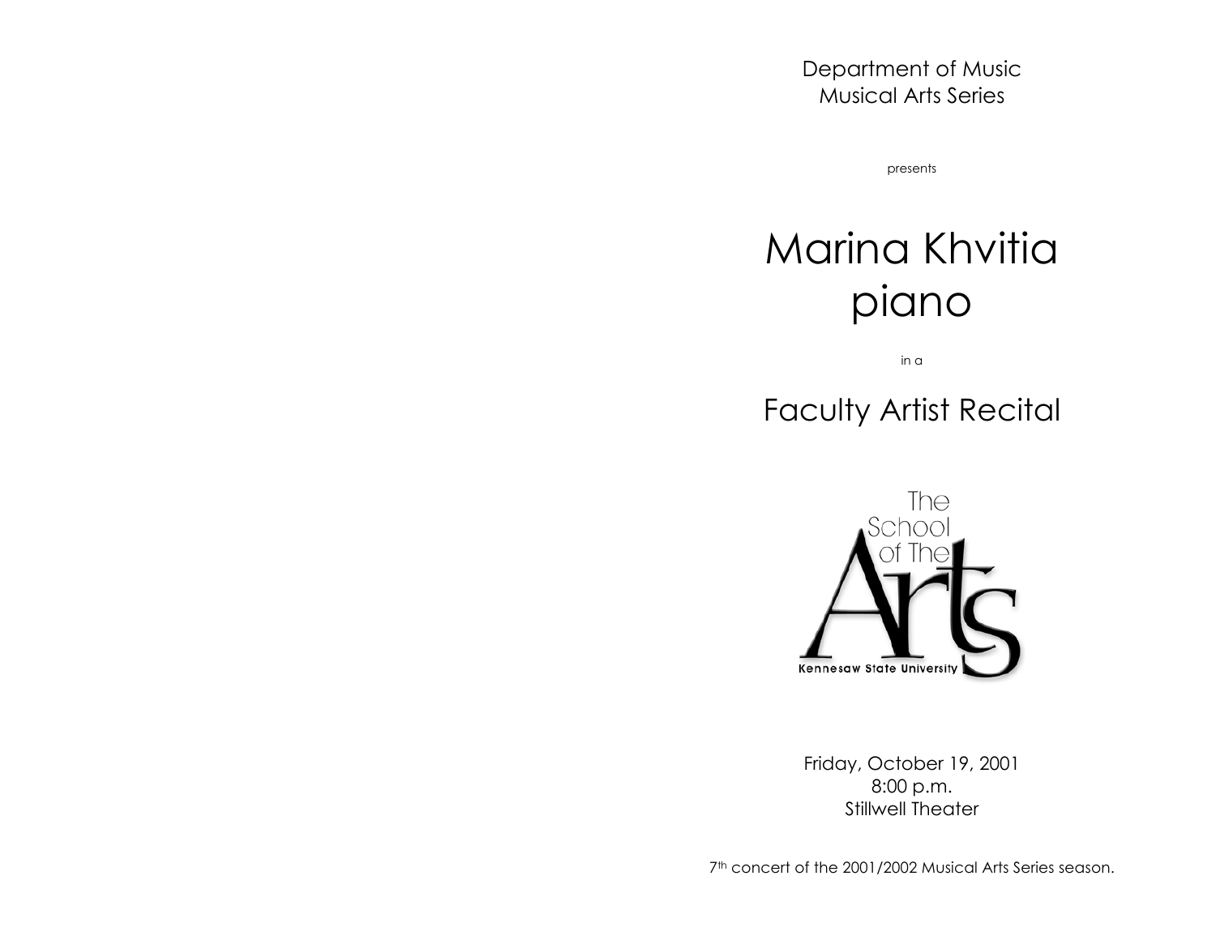Department of Music
Musical Arts Series

presents

# Marina Khvitia
# piano

in a

## Faculty Artist Recital

The School of The Arts
Kennesaw State University

Friday, October 19, 2001
8:00 p.m.
Stillwell Theater

7th concert of the 2001/2002 Musical Arts Series season.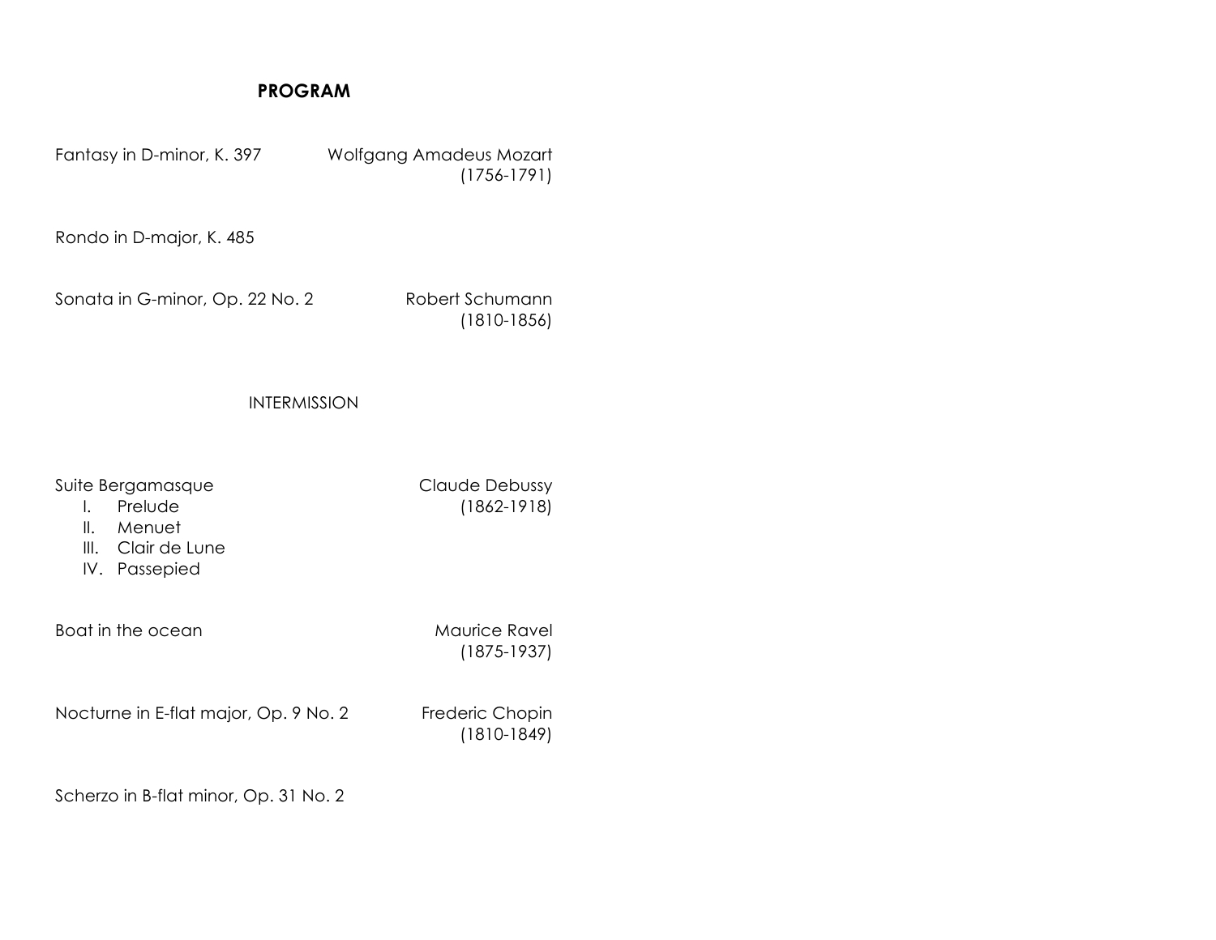## PROGRAM

Fantasy in D-minor, K. 397 — Wolfgang Amadeus Mozart (1756-1791)

Rondo in D-major, K. 485

Sonata in G-minor, Op. 22 No. 2 — Robert Schumann (1810-1856)

INTERMISSION

Suite Bergamasque — Claude Debussy (1862-1918)

I. Prelude
II. Menuet
III. Clair de Lune
IV. Passepied

Boat in the ocean — Maurice Ravel (1875-1937)

Nocturne in E-flat major, Op. 9 No. 2 — Frederic Chopin (1810-1849)

Scherzo in B-flat minor, Op. 31 No. 2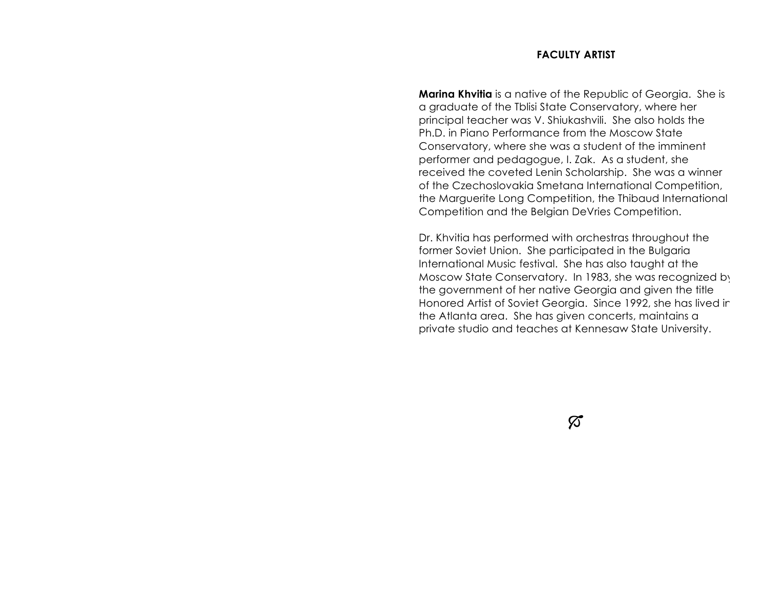## FACULTY ARTIST

**Marina Khvitia** is a native of the Republic of Georgia. She is a graduate of the Tblisi State Conservatory, where her principal teacher was V. Shiukashvili. She also holds the Ph.D. in Piano Performance from the Moscow State Conservatory, where she was a student of the imminent performer and pedagogue, I. Zak. As a student, she received the coveted Lenin Scholarship. She was a winner of the Czechoslovakia Smetana International Competition, the Marguerite Long Competition, the Thibaud International Competition and the Belgian DeVries Competition.

Dr. Khvitia has performed with orchestras throughout the former Soviet Union. She participated in the Bulgaria International Music festival. She has also taught at the Moscow State Conservatory. In 1983, she was recognized by the government of her native Georgia and given the title Honored Artist of Soviet Georgia. Since 1992, she has lived in the Atlanta area. She has given concerts, maintains a private studio and teaches at Kennesaw State University.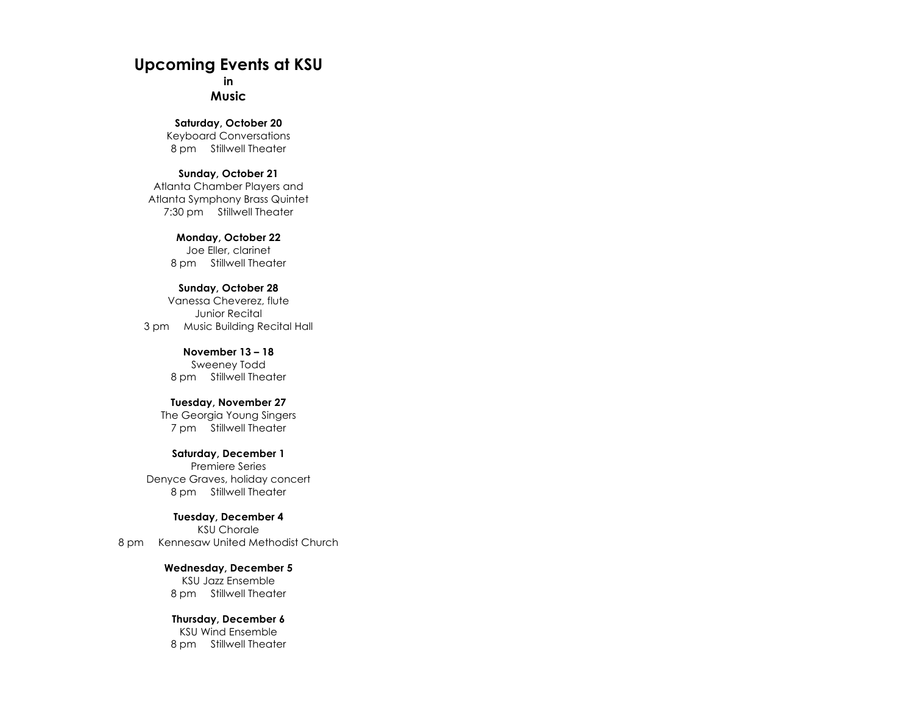# Upcoming Events at KSU
### in
### Music

**Saturday, October 20**
Keyboard Conversations
8 pm Stillwell Theater

**Sunday, October 21**
Atlanta Chamber Players and
Atlanta Symphony Brass Quintet
7:30 pm Stillwell Theater

**Monday, October 22**
Joe Eller, clarinet
8 pm Stillwell Theater

**Sunday, October 28**
Vanessa Cheverez, flute
Junior Recital
3 pm Music Building Recital Hall

**November 13 – 18**
Sweeney Todd
8 pm Stillwell Theater

**Tuesday, November 27**
The Georgia Young Singers
7 pm Stillwell Theater

**Saturday, December 1**
Premiere Series
Denyce Graves, holiday concert
8 pm Stillwell Theater

**Tuesday, December 4**
KSU Chorale
8 pm Kennesaw United Methodist Church

**Wednesday, December 5**
KSU Jazz Ensemble
8 pm Stillwell Theater

**Thursday, December 6**
KSU Wind Ensemble
8 pm Stillwell Theater